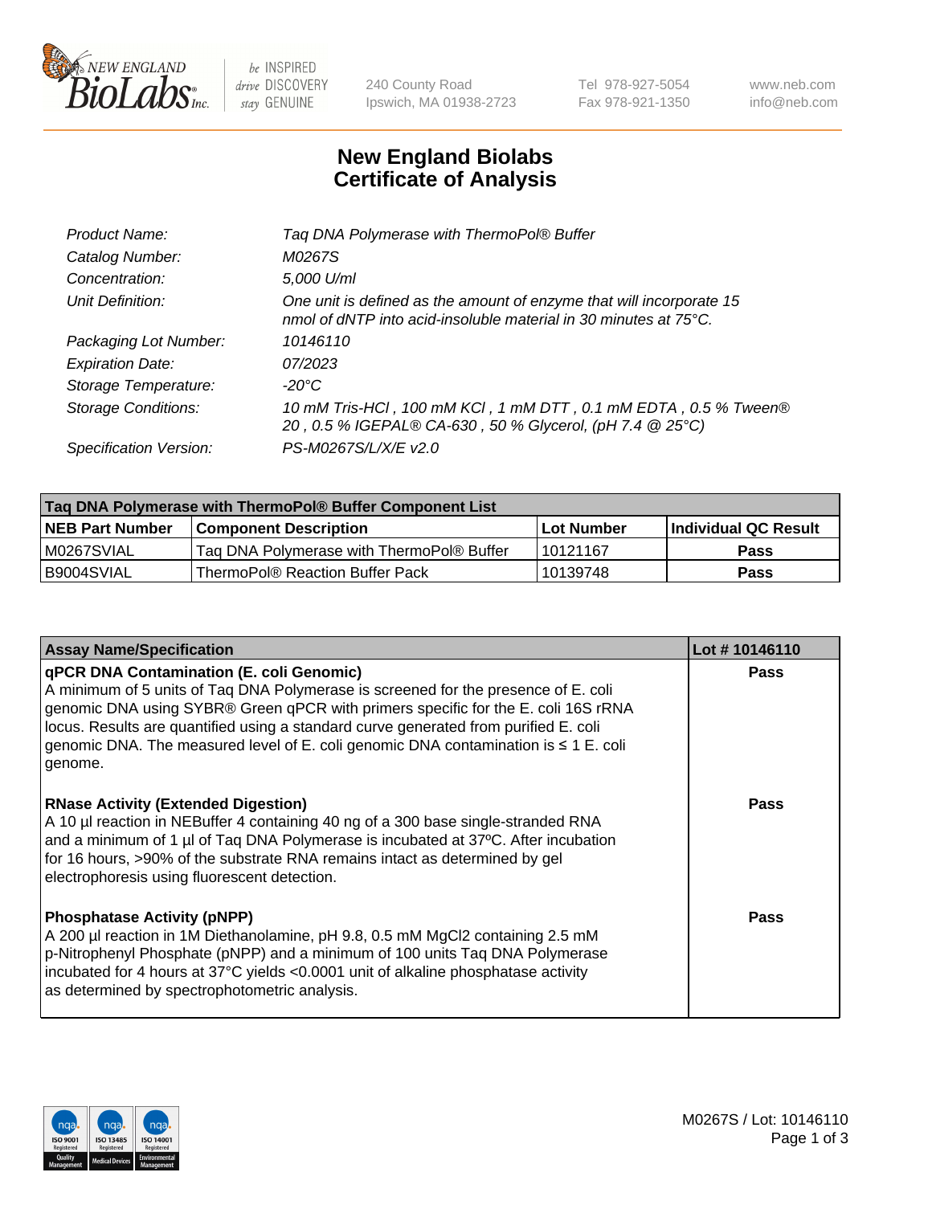New England BioLabs Inc. — be INSPIRED drive DISCOVERY stay GENUINE

240 County Road
Ipswich, MA 01938-2723

Tel 978-927-5054
Fax 978-921-1350

www.neb.com
info@neb.com

# New England Biolabs
# Certificate of Analysis

| | |
|---|---|
| *Product Name:* | *Taq DNA Polymerase with ThermoPol® Buffer* |
| *Catalog Number:* | *M0267S* |
| *Concentration:* | *5,000 U/ml* |
| *Unit Definition:* | *One unit is defined as the amount of enzyme that will incorporate 15 nmol of dNTP into acid-insoluble material in 30 minutes at 75°C.* |
| *Packaging Lot Number:* | *10146110* |
| *Expiration Date:* | *07/2023* |
| *Storage Temperature:* | *-20°C* |
| *Storage Conditions:* | *10 mM Tris-HCl , 100 mM KCl , 1 mM DTT , 0.1 mM EDTA , 0.5 % Tween® 20 , 0.5 % IGEPAL® CA-630 , 50 % Glycerol, (pH 7.4 @ 25°C)* |
| *Specification Version:* | *PS-M0267S/L/X/E v2.0* |

| Taq DNA Polymerase with ThermoPol® Buffer Component List | | | |
|---|---|---|---|
| **NEB Part Number** | **Component Description** | **Lot Number** | **Individual QC Result** |
| M0267SVIAL | Taq DNA Polymerase with ThermoPol® Buffer | 10121167 | **Pass** |
| B9004SVIAL | ThermoPol® Reaction Buffer Pack | 10139748 | **Pass** |

| Assay Name/Specification | Lot # 10146110 |
|---|---|
| **qPCR DNA Contamination (E. coli Genomic)**<br>A minimum of 5 units of Taq DNA Polymerase is screened for the presence of E. coli genomic DNA using SYBR® Green qPCR with primers specific for the E. coli 16S rRNA locus. Results are quantified using a standard curve generated from purified E. coli genomic DNA. The measured level of E. coli genomic DNA contamination is ≤ 1 E. coli genome. | **Pass** |
| **RNase Activity (Extended Digestion)**<br>A 10 µl reaction in NEBuffer 4 containing 40 ng of a 300 base single-stranded RNA and a minimum of 1 µl of Taq DNA Polymerase is incubated at 37ºC. After incubation for 16 hours, >90% of the substrate RNA remains intact as determined by gel electrophoresis using fluorescent detection. | **Pass** |
| **Phosphatase Activity (pNPP)**<br>A 200 µl reaction in 1M Diethanolamine, pH 9.8, 0.5 mM $MgCl_2$ containing 2.5 mM p-Nitrophenyl Phosphate (pNPP) and a minimum of 100 units Taq DNA Polymerase incubated for 4 hours at 37°C yields <0.0001 unit of alkaline phosphatase activity as determined by spectrophotometric analysis. | **Pass** |

M0267S / Lot: 10146110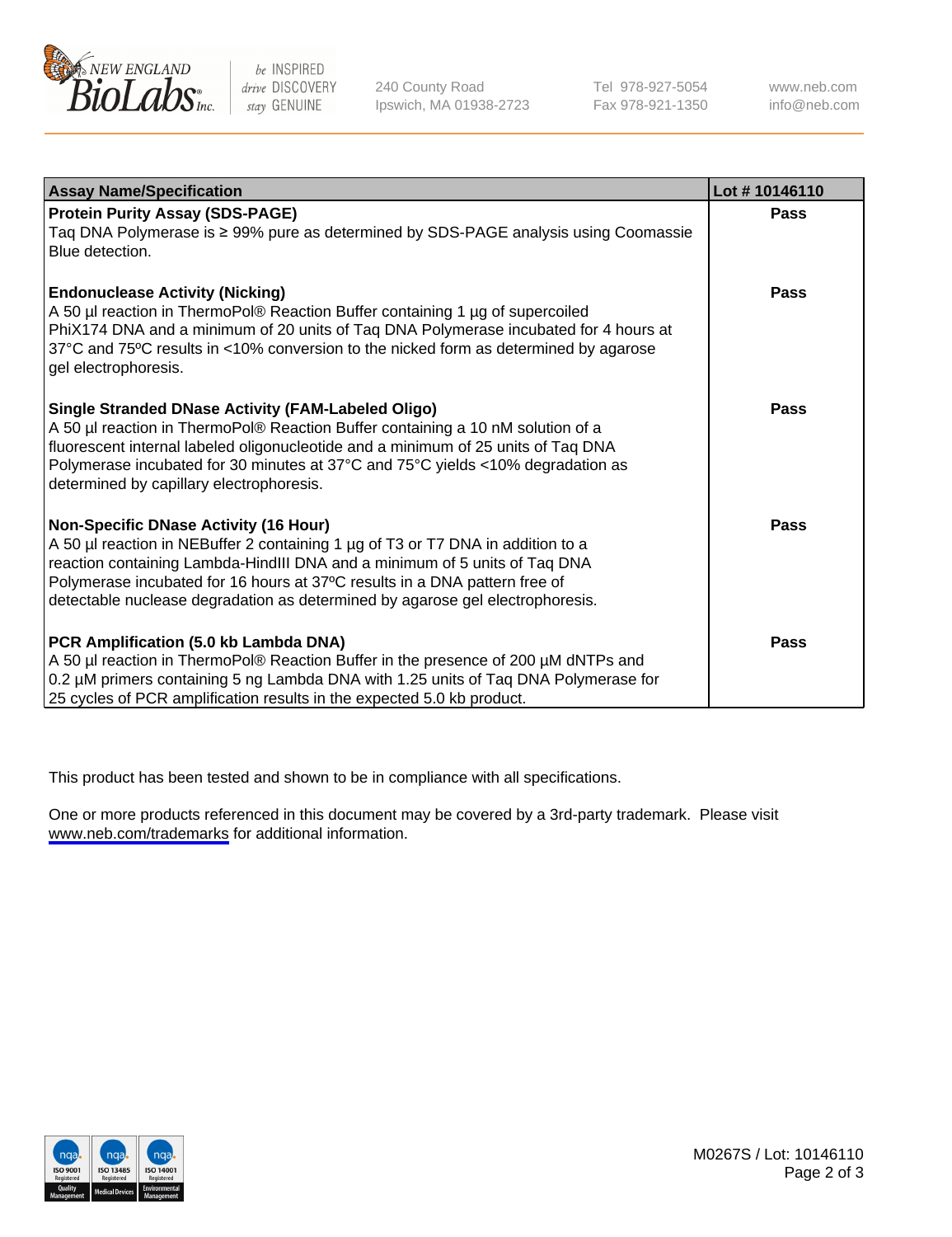| Assay Name/Specification | Lot # 10146110 |
|---|---|
| **Protein Purity Assay (SDS-PAGE)**<br>Taq DNA Polymerase is ≥ 99% pure as determined by SDS-PAGE analysis using Coomassie Blue detection. | **Pass** |
| **Endonuclease Activity (Nicking)**<br>A 50 µl reaction in ThermoPol® Reaction Buffer containing 1 µg of supercoiled PhiX174 DNA and a minimum of 20 units of Taq DNA Polymerase incubated for 4 hours at 37°C and 75ºC results in <10% conversion to the nicked form as determined by agarose gel electrophoresis. | **Pass** |
| **Single Stranded DNase Activity (FAM-Labeled Oligo)**<br>A 50 µl reaction in ThermoPol® Reaction Buffer containing a 10 nM solution of a fluorescent internal labeled oligonucleotide and a minimum of 25 units of Taq DNA Polymerase incubated for 30 minutes at 37°C and 75°C yields <10% degradation as determined by capillary electrophoresis. | **Pass** |
| **Non-Specific DNase Activity (16 Hour)**<br>A 50 µl reaction in NEBuffer 2 containing 1 µg of T3 or T7 DNA in addition to a reaction containing Lambda-HindIII DNA and a minimum of 5 units of Taq DNA Polymerase incubated for 16 hours at 37ºC results in a DNA pattern free of detectable nuclease degradation as determined by agarose gel electrophoresis. | **Pass** |
| **PCR Amplification (5.0 kb Lambda DNA)**<br>A 50 µl reaction in ThermoPol® Reaction Buffer in the presence of 200 µM dNTPs and 0.2 µM primers containing 5 ng Lambda DNA with 1.25 units of Taq DNA Polymerase for 25 cycles of PCR amplification results in the expected 5.0 kb product. | **Pass** |

This product has been tested and shown to be in compliance with all specifications.

One or more products referenced in this document may be covered by a 3rd-party trademark. Please visit www.neb.com/trademarks for additional information.

M0267S / Lot: 10146110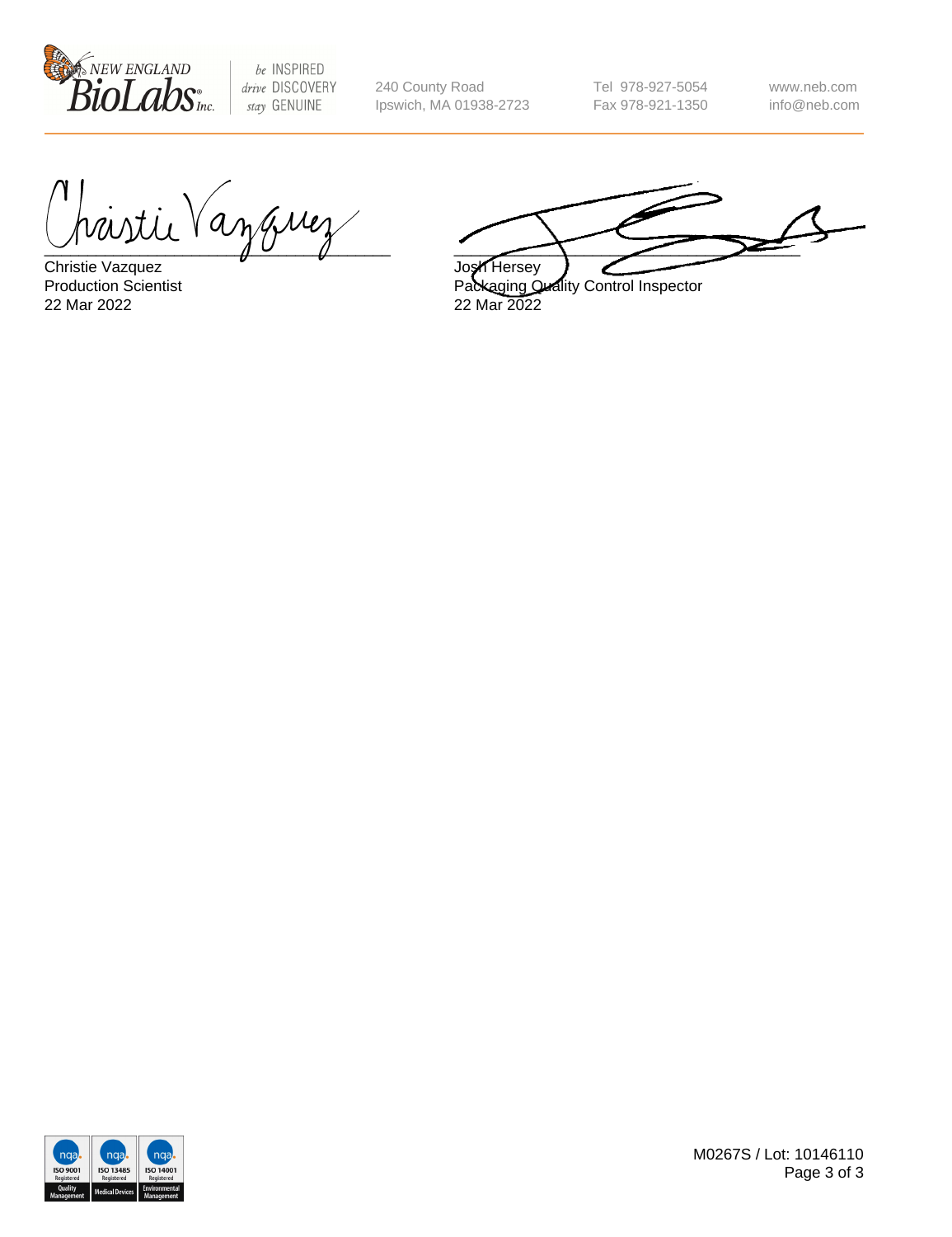Christie Vazquez
Production Scientist
22 Mar 2022

Josh Hersey
Packaging Quality Control Inspector
22 Mar 2022

M0267S / Lot: 10146110